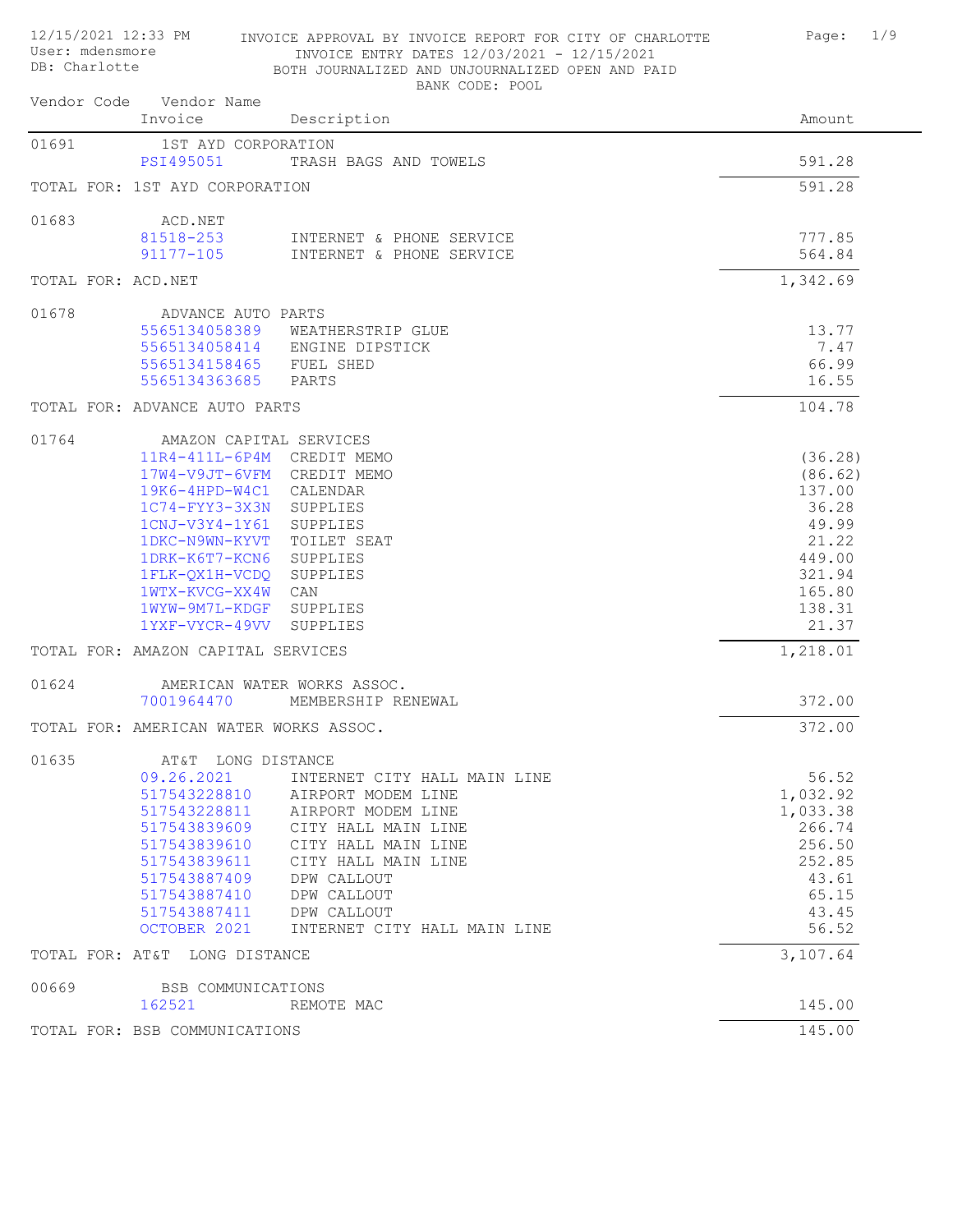12/15/2021 12:33 PM
User: mdensmore
DB: Charlotte

# INVOICE APPROVAL BY INVOICE REPORT FOR CITY OF CHARLOTTE

INVOICE ENTRY DATES 12/03/2021 - 12/15/2021
BOTH JOURNALIZED AND UNJOURNALIZED OPEN AND PAID
BANK CODE: POOL

| Vendor Code | Vendor Name / Invoice | Description | Amount |
|---|---|---|---|
| 01691 | 1ST AYD CORPORATION | | |
| | PSI495051 | TRASH BAGS AND TOWELS | 591.28 |
| TOTAL FOR: 1ST AYD CORPORATION | | | 591.28 |
| 01683 | ACD.NET | | |
| | 81518-253 | INTERNET & PHONE SERVICE | 777.85 |
| | 91177-105 | INTERNET & PHONE SERVICE | 564.84 |
| TOTAL FOR: ACD.NET | | | 1,342.69 |
| 01678 | ADVANCE AUTO PARTS | | |
| | 5565134058389 | WEATHERSTRIP GLUE | 13.77 |
| | 5565134058414 | ENGINE DIPSTICK | 7.47 |
| | 5565134158465 | FUEL SHED | 66.99 |
| | 5565134363685 | PARTS | 16.55 |
| TOTAL FOR: ADVANCE AUTO PARTS | | | 104.78 |
| 01764 | AMAZON CAPITAL SERVICES | | |
| | 11R4-411L-6P4M | CREDIT MEMO | (36.28) |
| | 17W4-V9JT-6VFM | CREDIT MEMO | (86.62) |
| | 19K6-4HPD-W4C1 | CALENDAR | 137.00 |
| | 1C74-FYY3-3X3N | SUPPLIES | 36.28 |
| | 1CNJ-V3Y4-1Y61 | SUPPLIES | 49.99 |
| | 1DKC-N9WN-KYVT | TOILET SEAT | 21.22 |
| | 1DRK-K6T7-KCN6 | SUPPLIES | 449.00 |
| | 1FLK-QX1H-VCDQ | SUPPLIES | 321.94 |
| | 1WTX-KVCG-XX4W | CAN | 165.80 |
| | 1WYW-9M7L-KDGF | SUPPLIES | 138.31 |
| | 1YXF-VYCR-49VV | SUPPLIES | 21.37 |
| TOTAL FOR: AMAZON CAPITAL SERVICES | | | 1,218.01 |
| 01624 | AMERICAN WATER WORKS ASSOC. | | |
| | 7001964470 | MEMBERSHIP RENEWAL | 372.00 |
| TOTAL FOR: AMERICAN WATER WORKS ASSOC. | | | 372.00 |
| 01635 | AT&T LONG DISTANCE | | |
| | 09.26.2021 | INTERNET CITY HALL MAIN LINE | 56.52 |
| | 517543228810 | AIRPORT MODEM LINE | 1,032.92 |
| | 517543228811 | AIRPORT MODEM LINE | 1,033.38 |
| | 517543839609 | CITY HALL MAIN LINE | 266.74 |
| | 517543839610 | CITY HALL MAIN LINE | 256.50 |
| | 517543839611 | CITY HALL MAIN LINE | 252.85 |
| | 517543887409 | DPW CALLOUT | 43.61 |
| | 517543887410 | DPW CALLOUT | 65.15 |
| | 517543887411 | DPW CALLOUT | 43.45 |
| | OCTOBER 2021 | INTERNET CITY HALL MAIN LINE | 56.52 |
| TOTAL FOR: AT&T LONG DISTANCE | | | 3,107.64 |
| 00669 | BSB COMMUNICATIONS | | |
| | 162521 | REMOTE MAC | 145.00 |
| TOTAL FOR: BSB COMMUNICATIONS | | | 145.00 |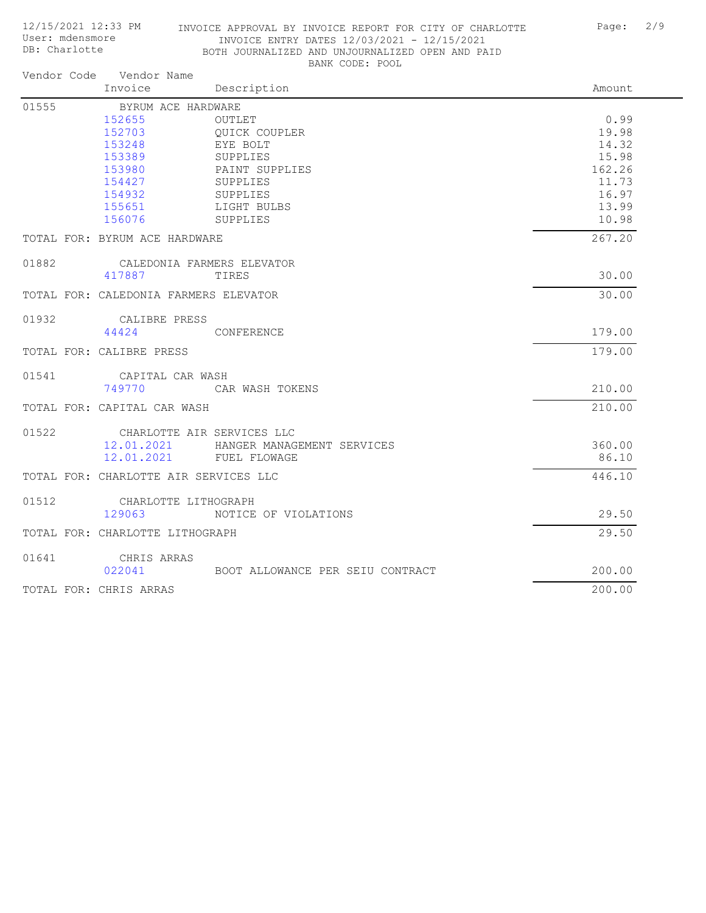INVOICE APPROVAL BY INVOICE REPORT FOR CITY OF CHARLOTTE
INVOICE ENTRY DATES 12/03/2021 - 12/15/2021
BOTH JOURNALIZED AND UNJOURNALIZED OPEN AND PAID
BANK CODE: POOL

12/15/2021 12:33 PM
User: mdensmore
DB: Charlotte

| Vendor Code | Vendor Name / Invoice | Description | Amount |
|---|---|---|---|
| 01555 | BYRUM ACE HARDWARE | | |
| | 152655 | OUTLET | 0.99 |
| | 152703 | QUICK COUPLER | 19.98 |
| | 153248 | EYE BOLT | 14.32 |
| | 153389 | SUPPLIES | 15.98 |
| | 153980 | PAINT SUPPLIES | 162.26 |
| | 154427 | SUPPLIES | 11.73 |
| | 154932 | SUPPLIES | 16.97 |
| | 155651 | LIGHT BULBS | 13.99 |
| | 156076 | SUPPLIES | 10.98 |
| TOTAL FOR: BYRUM ACE HARDWARE | | | 267.20 |
| 01882 | CALEDONIA FARMERS ELEVATOR | | |
| | 417887 | TIRES | 30.00 |
| TOTAL FOR: CALEDONIA FARMERS ELEVATOR | | | 30.00 |
| 01932 | CALIBRE PRESS | | |
| | 44424 | CONFERENCE | 179.00 |
| TOTAL FOR: CALIBRE PRESS | | | 179.00 |
| 01541 | CAPITAL CAR WASH | | |
| | 749770 | CAR WASH TOKENS | 210.00 |
| TOTAL FOR: CAPITAL CAR WASH | | | 210.00 |
| 01522 | CHARLOTTE AIR SERVICES LLC | | |
| | 12.01.2021 | HANGER MANAGEMENT SERVICES | 360.00 |
| | 12.01.2021 | FUEL FLOWAGE | 86.10 |
| TOTAL FOR: CHARLOTTE AIR SERVICES LLC | | | 446.10 |
| 01512 | CHARLOTTE LITHOGRAPH | | |
| | 129063 | NOTICE OF VIOLATIONS | 29.50 |
| TOTAL FOR: CHARLOTTE LITHOGRAPH | | | 29.50 |
| 01641 | CHRIS ARRAS | | |
| | 022041 | BOOT ALLOWANCE PER SEIU CONTRACT | 200.00 |
| TOTAL FOR: CHRIS ARRAS | | | 200.00 |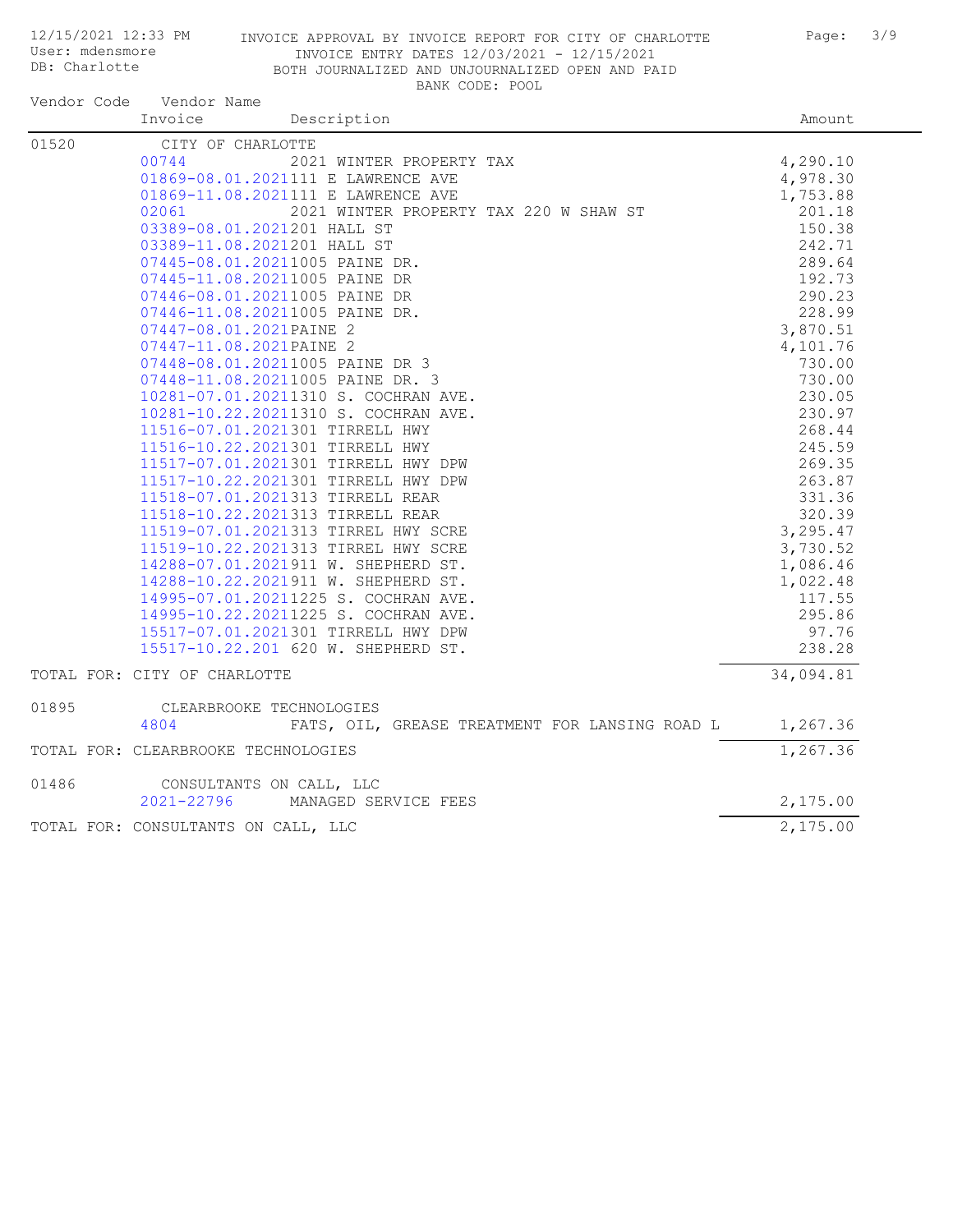12/15/2021 12:33 PM
User: mdensmore
DB: Charlotte

INVOICE APPROVAL BY INVOICE REPORT FOR CITY OF CHARLOTTE
INVOICE ENTRY DATES 12/03/2021 - 12/15/2021
BOTH JOURNALIZED AND UNJOURNALIZED OPEN AND PAID
BANK CODE: POOL

| Vendor Code | Vendor Name / Invoice | Description | Amount |
|---|---|---|---|
| 01520 | CITY OF CHARLOTTE | | |
| | 00744 | 2021 WINTER PROPERTY TAX | 4,290.10 |
| | 01869-08.01.2021 | 111 E LAWRENCE AVE | 4,978.30 |
| | 01869-11.08.2021 | 111 E LAWRENCE AVE | 1,753.88 |
| | 02061 | 2021 WINTER PROPERTY TAX 220 W SHAW ST | 201.18 |
| | 03389-08.01.2021 | 201 HALL ST | 150.38 |
| | 03389-11.08.2021 | 201 HALL ST | 242.71 |
| | 07445-08.01.2021 | 1005 PAINE DR. | 289.64 |
| | 07445-11.08.2021 | 1005 PAINE DR | 192.73 |
| | 07446-08.01.2021 | 1005 PAINE DR | 290.23 |
| | 07446-11.08.2021 | 1005 PAINE DR. | 228.99 |
| | 07447-08.01.2021 | PAINE 2 | 3,870.51 |
| | 07447-11.08.2021 | PAINE 2 | 4,101.76 |
| | 07448-08.01.2021 | 1005 PAINE DR 3 | 730.00 |
| | 07448-11.08.2021 | 1005 PAINE DR. 3 | 730.00 |
| | 10281-07.01.2021 | 1310 S. COCHRAN AVE. | 230.05 |
| | 10281-10.22.2021 | 1310 S. COCHRAN AVE. | 230.97 |
| | 11516-07.01.2021 | 301 TIRRELL HWY | 268.44 |
| | 11516-10.22.2021 | 301 TIRRELL HWY | 245.59 |
| | 11517-07.01.2021 | 301 TIRRELL HWY DPW | 269.35 |
| | 11517-10.22.2021 | 301 TIRRELL HWY DPW | 263.87 |
| | 11518-07.01.2021 | 313 TIRRELL REAR | 331.36 |
| | 11518-10.22.2021 | 313 TIRRELL REAR | 320.39 |
| | 11519-07.01.2021 | 313 TIRREL HWY SCRE | 3,295.47 |
| | 11519-10.22.2021 | 313 TIRREL HWY SCRE | 3,730.52 |
| | 14288-07.01.2021 | 911 W. SHEPHERD ST. | 1,086.46 |
| | 14288-10.22.2021 | 911 W. SHEPHERD ST. | 1,022.48 |
| | 14995-07.01.2021 | 1225 S. COCHRAN AVE. | 117.55 |
| | 14995-10.22.2021 | 1225 S. COCHRAN AVE. | 295.86 |
| | 15517-07.01.2021 | 301 TIRRELL HWY DPW | 97.76 |
| | 15517-10.22.201 | 620 W. SHEPHERD ST. | 238.28 |
| TOTAL FOR: CITY OF CHARLOTTE | | | 34,094.81 |
| 01895 | CLEARBROOKE TECHNOLOGIES | | |
| | 4804 | FATS, OIL, GREASE TREATMENT FOR LANSING ROAD L | 1,267.36 |
| TOTAL FOR: CLEARBROOKE TECHNOLOGIES | | | 1,267.36 |
| 01486 | CONSULTANTS ON CALL, LLC | | |
| | 2021-22796 | MANAGED SERVICE FEES | 2,175.00 |
| TOTAL FOR: CONSULTANTS ON CALL, LLC | | | 2,175.00 |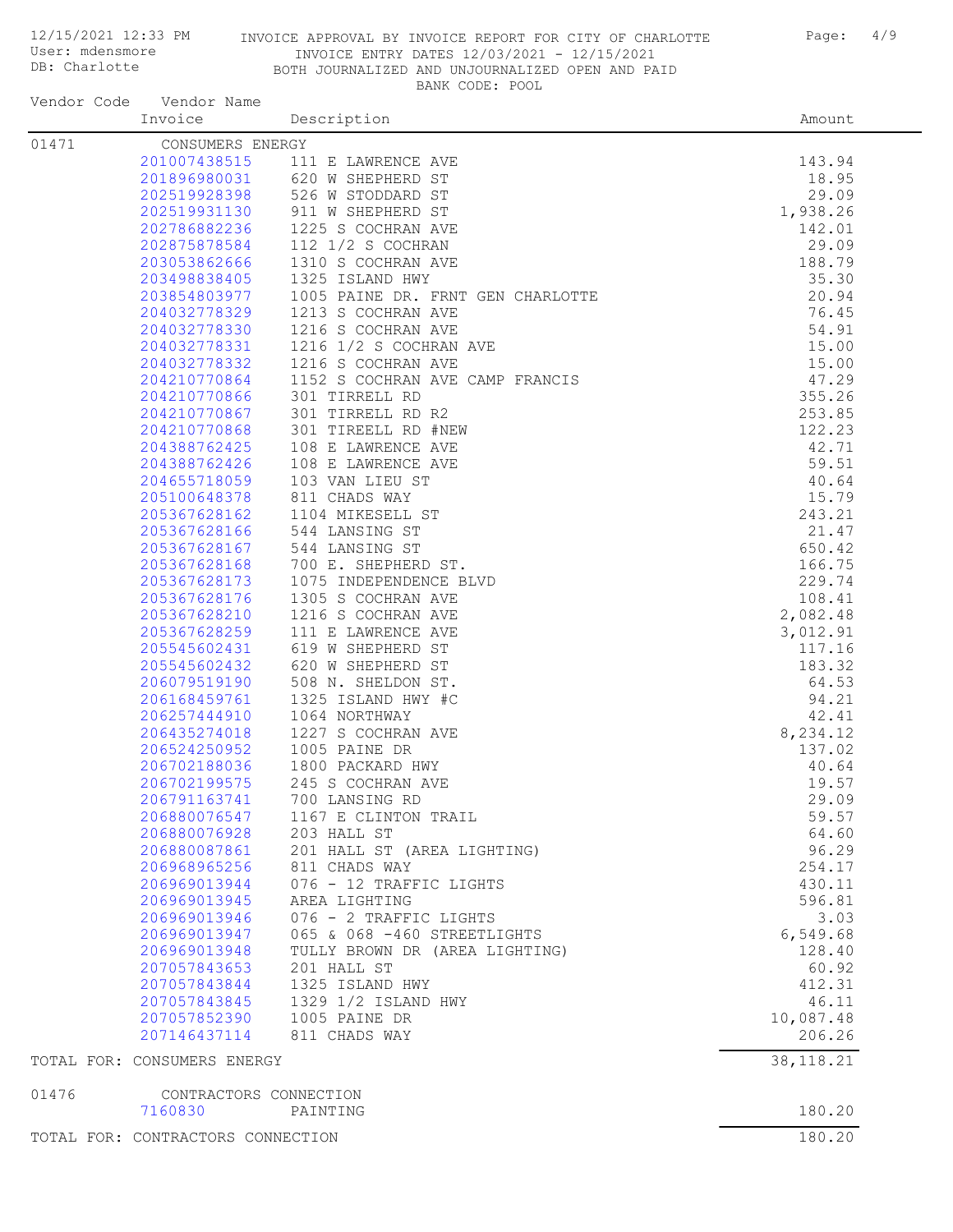12/15/2021 12:33 PM
User: mdensmore
DB: Charlotte

INVOICE APPROVAL BY INVOICE REPORT FOR CITY OF CHARLOTTE
INVOICE ENTRY DATES 12/03/2021 - 12/15/2021
BOTH JOURNALIZED AND UNJOURNALIZED OPEN AND PAID
BANK CODE: POOL

| Vendor Code | Vendor Name / Invoice | Description | Amount |
|---|---|---|---|
| 01471 | CONSUMERS ENERGY | | |
| | 201007438515 | 111 E LAWRENCE AVE | 143.94 |
| | 201896980031 | 620 W SHEPHERD ST | 18.95 |
| | 202519928398 | 526 W STODDARD ST | 29.09 |
| | 202519931130 | 911 W SHEPHERD ST | 1,938.26 |
| | 202786882236 | 1225 S COCHRAN AVE | 142.01 |
| | 202875878584 | 112 1/2 S COCHRAN | 29.09 |
| | 203053862666 | 1310 S COCHRAN AVE | 188.79 |
| | 203498838405 | 1325 ISLAND HWY | 35.30 |
| | 203854803977 | 1005 PAINE DR. FRNT GEN CHARLOTTE | 20.94 |
| | 204032778329 | 1213 S COCHRAN AVE | 76.45 |
| | 204032778330 | 1216 S COCHRAN AVE | 54.91 |
| | 204032778331 | 1216 1/2 S COCHRAN AVE | 15.00 |
| | 204032778332 | 1216 S COCHRAN AVE | 15.00 |
| | 204210770864 | 1152 S COCHRAN AVE CAMP FRANCIS | 47.29 |
| | 204210770866 | 301 TIRRELL RD | 355.26 |
| | 204210770867 | 301 TIRRELL RD R2 | 253.85 |
| | 204210770868 | 301 TIREELL RD #NEW | 122.23 |
| | 204388762425 | 108 E LAWRENCE AVE | 42.71 |
| | 204388762426 | 108 E LAWRENCE AVE | 59.51 |
| | 204655718059 | 103 VAN LIEU ST | 40.64 |
| | 205100648378 | 811 CHADS WAY | 15.79 |
| | 205367628162 | 1104 MIKESELL ST | 243.21 |
| | 205367628166 | 544 LANSING ST | 21.47 |
| | 205367628167 | 544 LANSING ST | 650.42 |
| | 205367628168 | 700 E. SHEPHERD ST. | 166.75 |
| | 205367628173 | 1075 INDEPENDENCE BLVD | 229.74 |
| | 205367628176 | 1305 S COCHRAN AVE | 108.41 |
| | 205367628210 | 1216 S COCHRAN AVE | 2,082.48 |
| | 205367628259 | 111 E LAWRENCE AVE | 3,012.91 |
| | 205545602431 | 619 W SHEPHERD ST | 117.16 |
| | 205545602432 | 620 W SHEPHERD ST | 183.32 |
| | 206079519190 | 508 N. SHELDON ST. | 64.53 |
| | 206168459761 | 1325 ISLAND HWY #C | 94.21 |
| | 206257444910 | 1064 NORTHWAY | 42.41 |
| | 206435274018 | 1227 S COCHRAN AVE | 8,234.12 |
| | 206524250952 | 1005 PAINE DR | 137.02 |
| | 206702188036 | 1800 PACKARD HWY | 40.64 |
| | 206702199575 | 245 S COCHRAN AVE | 19.57 |
| | 206791163741 | 700 LANSING RD | 29.09 |
| | 206880076547 | 1167 E CLINTON TRAIL | 59.57 |
| | 206880076928 | 203 HALL ST | 64.60 |
| | 206880087861 | 201 HALL ST (AREA LIGHTING) | 96.29 |
| | 206968965256 | 811 CHADS WAY | 254.17 |
| | 206969013944 | 076 - 12 TRAFFIC LIGHTS | 430.11 |
| | 206969013945 | AREA LIGHTING | 596.81 |
| | 206969013946 | 076 - 2 TRAFFIC LIGHTS | 3.03 |
| | 206969013947 | 065 & 068 -460 STREETLIGHTS | 6,549.68 |
| | 206969013948 | TULLY BROWN DR (AREA LIGHTING) | 128.40 |
| | 207057843653 | 201 HALL ST | 60.92 |
| | 207057843844 | 1325 ISLAND HWY | 412.31 |
| | 207057843845 | 1329 1/2 ISLAND HWY | 46.11 |
| | 207057852390 | 1005 PAINE DR | 10,087.48 |
| | 207146437114 | 811 CHADS WAY | 206.26 |
| TOTAL FOR: CONSUMERS ENERGY | | | 38,118.21 |
| 01476 | CONTRACTORS CONNECTION | | |
| | 7160830 | PAINTING | 180.20 |
| TOTAL FOR: CONTRACTORS CONNECTION | | | 180.20 |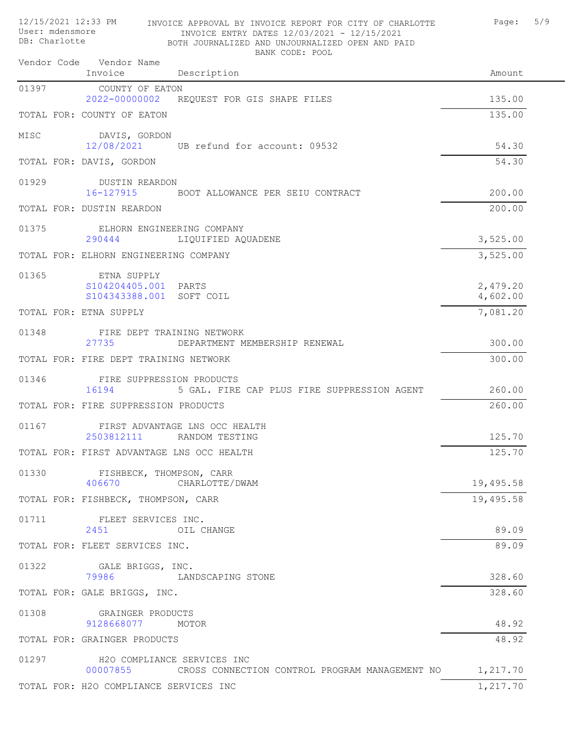INVOICE APPROVAL BY INVOICE REPORT FOR CITY OF CHARLOTTE
INVOICE ENTRY DATES 12/03/2021 - 12/15/2021
BOTH JOURNALIZED AND UNJOURNALIZED OPEN AND PAID
BANK CODE: POOL

12/15/2021 12:33 PM
User: mdensmore
DB: Charlotte

| Vendor Code | Vendor Name / Invoice | Description | Amount |
|---|---|---|---|
| 01397 | COUNTY OF EATON | | |
| | 2022-00000002 | REQUEST FOR GIS SHAPE FILES | 135.00 |
| TOTAL FOR: COUNTY OF EATON | | | 135.00 |
| MISC | DAVIS, GORDON | | |
| | 12/08/2021 | UB refund for account: 09532 | 54.30 |
| TOTAL FOR: DAVIS, GORDON | | | 54.30 |
| 01929 | DUSTIN REARDON | | |
| | 16-127915 | BOOT ALLOWANCE PER SEIU CONTRACT | 200.00 |
| TOTAL FOR: DUSTIN REARDON | | | 200.00 |
| 01375 | ELHORN ENGINEERING COMPANY | | |
| | 290444 | LIQUIFIED AQUADENE | 3,525.00 |
| TOTAL FOR: ELHORN ENGINEERING COMPANY | | | 3,525.00 |
| 01365 | ETNA SUPPLY | | |
| | S104204405.001 | PARTS | 2,479.20 |
| | S104343388.001 | SOFT COIL | 4,602.00 |
| TOTAL FOR: ETNA SUPPLY | | | 7,081.20 |
| 01348 | FIRE DEPT TRAINING NETWORK | | |
| | 27735 | DEPARTMENT MEMBERSHIP RENEWAL | 300.00 |
| TOTAL FOR: FIRE DEPT TRAINING NETWORK | | | 300.00 |
| 01346 | FIRE SUPPRESSION PRODUCTS | | |
| | 16194 | 5 GAL. FIRE CAP PLUS FIRE SUPPRESSION AGENT | 260.00 |
| TOTAL FOR: FIRE SUPPRESSION PRODUCTS | | | 260.00 |
| 01167 | FIRST ADVANTAGE LNS OCC HEALTH | | |
| | 2503812111 | RANDOM TESTING | 125.70 |
| TOTAL FOR: FIRST ADVANTAGE LNS OCC HEALTH | | | 125.70 |
| 01330 | FISHBECK, THOMPSON, CARR | | |
| | 406670 | CHARLOTTE/DWAM | 19,495.58 |
| TOTAL FOR: FISHBECK, THOMPSON, CARR | | | 19,495.58 |
| 01711 | FLEET SERVICES INC. | | |
| | 2451 | OIL CHANGE | 89.09 |
| TOTAL FOR: FLEET SERVICES INC. | | | 89.09 |
| 01322 | GALE BRIGGS, INC. | | |
| | 79986 | LANDSCAPING STONE | 328.60 |
| TOTAL FOR: GALE BRIGGS, INC. | | | 328.60 |
| 01308 | GRAINGER PRODUCTS | | |
| | 9128668077 | MOTOR | 48.92 |
| TOTAL FOR: GRAINGER PRODUCTS | | | 48.92 |
| 01297 | H2O COMPLIANCE SERVICES INC | | |
| | 00007855 | CROSS CONNECTION CONTROL PROGRAM MANAGEMENT NO | 1,217.70 |
| TOTAL FOR: H2O COMPLIANCE SERVICES INC | | | 1,217.70 |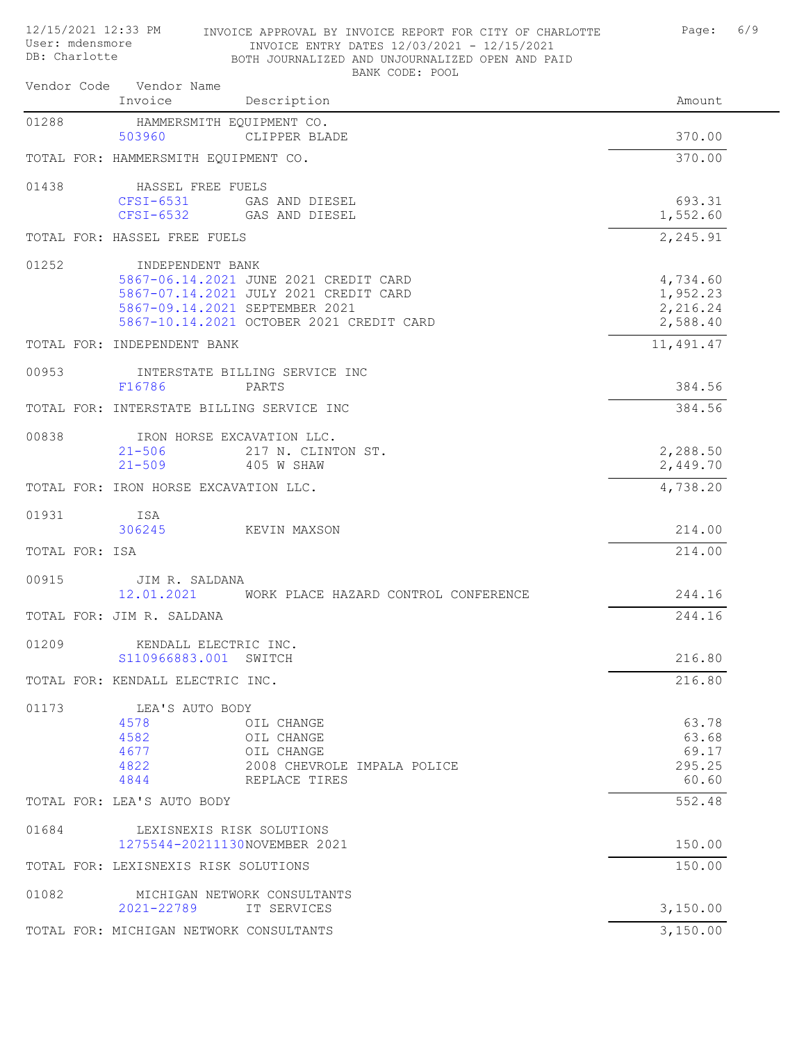INVOICE APPROVAL BY INVOICE REPORT FOR CITY OF CHARLOTTE
INVOICE ENTRY DATES 12/03/2021 - 12/15/2021
BOTH JOURNALIZED AND UNJOURNALIZED OPEN AND PAID
BANK CODE: POOL

| Vendor Code | Vendor Name / Invoice | Description | Amount |
|---|---|---|---|
| 01288 | HAMMERSMITH EQUIPMENT CO. | | |
| | 503960 | CLIPPER BLADE | 370.00 |
| TOTAL FOR: HAMMERSMITH EQUIPMENT CO. | | | 370.00 |
| 01438 | HASSEL FREE FUELS | | |
| | CFSI-6531 | GAS AND DIESEL | 693.31 |
| | CFSI-6532 | GAS AND DIESEL | 1,552.60 |
| TOTAL FOR: HASSEL FREE FUELS | | | 2,245.91 |
| 01252 | INDEPENDENT BANK | | |
| | 5867-06.14.2021 | JUNE 2021 CREDIT CARD | 4,734.60 |
| | 5867-07.14.2021 | JULY 2021 CREDIT CARD | 1,952.23 |
| | 5867-09.14.2021 | SEPTEMBER 2021 | 2,216.24 |
| | 5867-10.14.2021 | OCTOBER 2021 CREDIT CARD | 2,588.40 |
| TOTAL FOR: INDEPENDENT BANK | | | 11,491.47 |
| 00953 | INTERSTATE BILLING SERVICE INC | | |
| | F16786 | PARTS | 384.56 |
| TOTAL FOR: INTERSTATE BILLING SERVICE INC | | | 384.56 |
| 00838 | IRON HORSE EXCAVATION LLC. | | |
| | 21-506 | 217 N. CLINTON ST. | 2,288.50 |
| | 21-509 | 405 W SHAW | 2,449.70 |
| TOTAL FOR: IRON HORSE EXCAVATION LLC. | | | 4,738.20 |
| 01931 | ISA | | |
| | 306245 | KEVIN MAXSON | 214.00 |
| TOTAL FOR: ISA | | | 214.00 |
| 00915 | JIM R. SALDANA | | |
| | 12.01.2021 | WORK PLACE HAZARD CONTROL CONFERENCE | 244.16 |
| TOTAL FOR: JIM R. SALDANA | | | 244.16 |
| 01209 | KENDALL ELECTRIC INC. | | |
| | S110966883.001 | SWITCH | 216.80 |
| TOTAL FOR: KENDALL ELECTRIC INC. | | | 216.80 |
| 01173 | LEA'S AUTO BODY | | |
| | 4578 | OIL CHANGE | 63.78 |
| | 4582 | OIL CHANGE | 63.68 |
| | 4677 | OIL CHANGE | 69.17 |
| | 4822 | 2008 CHEVROLE IMPALA POLICE | 295.25 |
| | 4844 | REPLACE TIRES | 60.60 |
| TOTAL FOR: LEA'S AUTO BODY | | | 552.48 |
| 01684 | LEXISNEXIS RISK SOLUTIONS | | |
| | 1275544-20211130 | NOVEMBER 2021 | 150.00 |
| TOTAL FOR: LEXISNEXIS RISK SOLUTIONS | | | 150.00 |
| 01082 | MICHIGAN NETWORK CONSULTANTS | | |
| | 2021-22789 | IT SERVICES | 3,150.00 |
| TOTAL FOR: MICHIGAN NETWORK CONSULTANTS | | | 3,150.00 |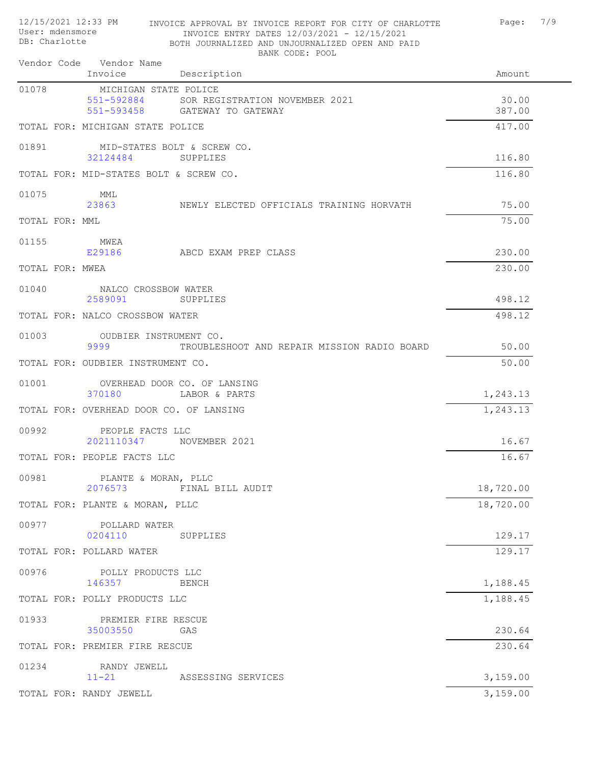INVOICE APPROVAL BY INVOICE REPORT FOR CITY OF CHARLOTTE
INVOICE ENTRY DATES 12/03/2021 - 12/15/2021
BOTH JOURNALIZED AND UNJOURNALIZED OPEN AND PAID
BANK CODE: POOL

| Vendor Code | Vendor Name / Invoice | Description | Amount |
|---|---|---|---|
| 01078 | MICHIGAN STATE POLICE | | |
| | 551-592884 | SOR REGISTRATION NOVEMBER 2021 | 30.00 |
| | 551-593458 | GATEWAY TO GATEWAY | 387.00 |
| TOTAL FOR: MICHIGAN STATE POLICE | | | 417.00 |
| 01891 | MID-STATES BOLT & SCREW CO. | | |
| | 32124484 | SUPPLIES | 116.80 |
| TOTAL FOR: MID-STATES BOLT & SCREW CO. | | | 116.80 |
| 01075 | MML | | |
| | 23863 | NEWLY ELECTED OFFICIALS TRAINING HORVATH | 75.00 |
| TOTAL FOR: MML | | | 75.00 |
| 01155 | MWEA | | |
| | E29186 | ABCD EXAM PREP CLASS | 230.00 |
| TOTAL FOR: MWEA | | | 230.00 |
| 01040 | NALCO CROSSBOW WATER | | |
| | 2589091 | SUPPLIES | 498.12 |
| TOTAL FOR: NALCO CROSSBOW WATER | | | 498.12 |
| 01003 | OUDBIER INSTRUMENT CO. | | |
| | 9999 | TROUBLESHOOT AND REPAIR MISSION RADIO BOARD | 50.00 |
| TOTAL FOR: OUDBIER INSTRUMENT CO. | | | 50.00 |
| 01001 | OVERHEAD DOOR CO. OF LANSING | | |
| | 370180 | LABOR & PARTS | 1,243.13 |
| TOTAL FOR: OVERHEAD DOOR CO. OF LANSING | | | 1,243.13 |
| 00992 | PEOPLE FACTS LLC | | |
| | 2021110347 | NOVEMBER 2021 | 16.67 |
| TOTAL FOR: PEOPLE FACTS LLC | | | 16.67 |
| 00981 | PLANTE & MORAN, PLLC | | |
| | 2076573 | FINAL BILL AUDIT | 18,720.00 |
| TOTAL FOR: PLANTE & MORAN, PLLC | | | 18,720.00 |
| 00977 | POLLARD WATER | | |
| | 0204110 | SUPPLIES | 129.17 |
| TOTAL FOR: POLLARD WATER | | | 129.17 |
| 00976 | POLLY PRODUCTS LLC | | |
| | 146357 | BENCH | 1,188.45 |
| TOTAL FOR: POLLY PRODUCTS LLC | | | 1,188.45 |
| 01933 | PREMIER FIRE RESCUE | | |
| | 35003550 | GAS | 230.64 |
| TOTAL FOR: PREMIER FIRE RESCUE | | | 230.64 |
| 01234 | RANDY JEWELL | | |
| | 11-21 | ASSESSING SERVICES | 3,159.00 |
| TOTAL FOR: RANDY JEWELL | | | 3,159.00 |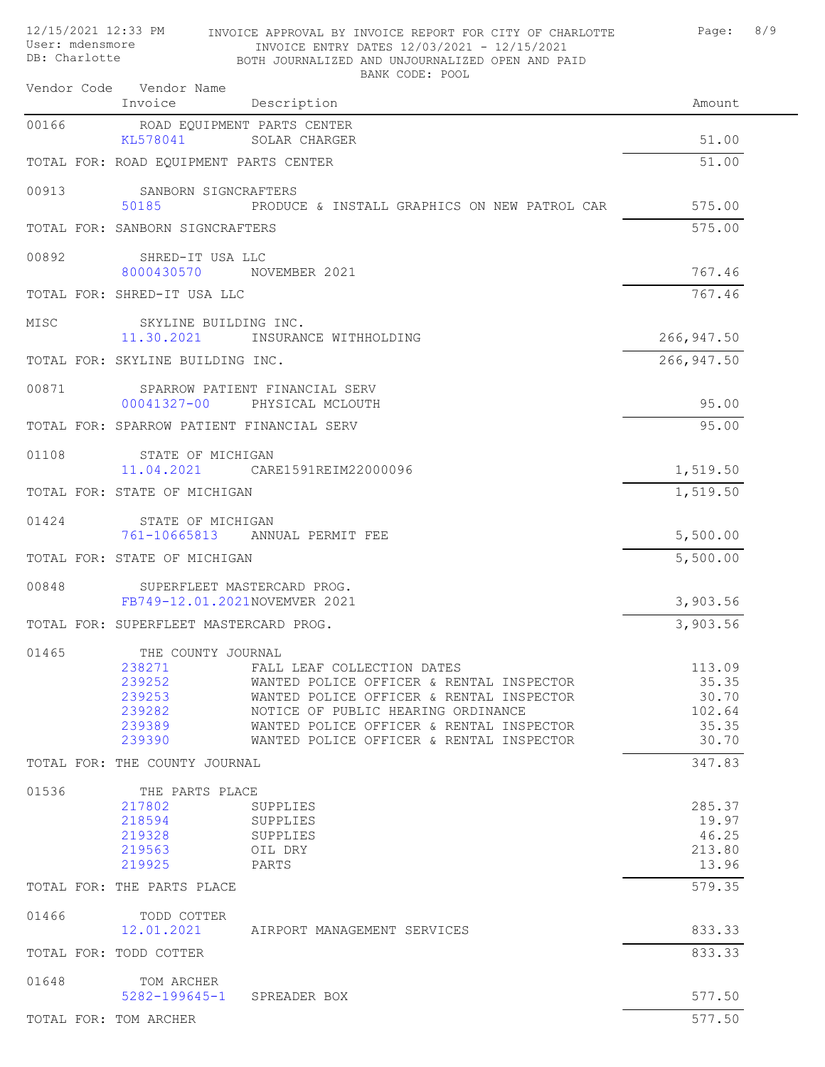INVOICE APPROVAL BY INVOICE REPORT FOR CITY OF CHARLOTTE
INVOICE ENTRY DATES 12/03/2021 - 12/15/2021
BOTH JOURNALIZED AND UNJOURNALIZED OPEN AND PAID
BANK CODE: POOL

12/15/2021 12:33 PM
User: mdensmore
DB: Charlotte

| Vendor Code | Vendor Name / Invoice | Description | Amount |
|---|---|---|---|
| 00166 | ROAD EQUIPMENT PARTS CENTER | | |
| | KL578041 | SOLAR CHARGER | 51.00 |
| TOTAL FOR: ROAD EQUIPMENT PARTS CENTER | | | 51.00 |
| 00913 | SANBORN SIGNCRAFTERS | | |
| | 50185 | PRODUCE & INSTALL GRAPHICS ON NEW PATROL CAR | 575.00 |
| TOTAL FOR: SANBORN SIGNCRAFTERS | | | 575.00 |
| 00892 | SHRED-IT USA LLC | | |
| | 8000430570 | NOVEMBER 2021 | 767.46 |
| TOTAL FOR: SHRED-IT USA LLC | | | 767.46 |
| MISC | SKYLINE BUILDING INC. | | |
| | 11.30.2021 | INSURANCE WITHHOLDING | 266,947.50 |
| TOTAL FOR: SKYLINE BUILDING INC. | | | 266,947.50 |
| 00871 | SPARROW PATIENT FINANCIAL SERV | | |
| | 00041327-00 | PHYSICAL MCLOUTH | 95.00 |
| TOTAL FOR: SPARROW PATIENT FINANCIAL SERV | | | 95.00 |
| 01108 | STATE OF MICHIGAN | | |
| | 11.04.2021 | CARE1591REIM22000096 | 1,519.50 |
| TOTAL FOR: STATE OF MICHIGAN | | | 1,519.50 |
| 01424 | STATE OF MICHIGAN | | |
| | 761-10665813 | ANNUAL PERMIT FEE | 5,500.00 |
| TOTAL FOR: STATE OF MICHIGAN | | | 5,500.00 |
| 00848 | SUPERFLEET MASTERCARD PROG. | | |
| | FB749-12.01.2021 | NOVEMVER 2021 | 3,903.56 |
| TOTAL FOR: SUPERFLEET MASTERCARD PROG. | | | 3,903.56 |
| 01465 | THE COUNTY JOURNAL | | |
| | 238271 | FALL LEAF COLLECTION DATES | 113.09 |
| | 239252 | WANTED POLICE OFFICER & RENTAL INSPECTOR | 35.35 |
| | 239253 | WANTED POLICE OFFICER & RENTAL INSPECTOR | 30.70 |
| | 239282 | NOTICE OF PUBLIC HEARING ORDINANCE | 102.64 |
| | 239389 | WANTED POLICE OFFICER & RENTAL INSPECTOR | 35.35 |
| | 239390 | WANTED POLICE OFFICER & RENTAL INSPECTOR | 30.70 |
| TOTAL FOR: THE COUNTY JOURNAL | | | 347.83 |
| 01536 | THE PARTS PLACE | | |
| | 217802 | SUPPLIES | 285.37 |
| | 218594 | SUPPLIES | 19.97 |
| | 219328 | SUPPLIES | 46.25 |
| | 219563 | OIL DRY | 213.80 |
| | 219925 | PARTS | 13.96 |
| TOTAL FOR: THE PARTS PLACE | | | 579.35 |
| 01466 | TODD COTTER | | |
| | 12.01.2021 | AIRPORT MANAGEMENT SERVICES | 833.33 |
| TOTAL FOR: TODD COTTER | | | 833.33 |
| 01648 | TOM ARCHER | | |
| | 5282-199645-1 | SPREADER BOX | 577.50 |
| TOTAL FOR: TOM ARCHER | | | 577.50 |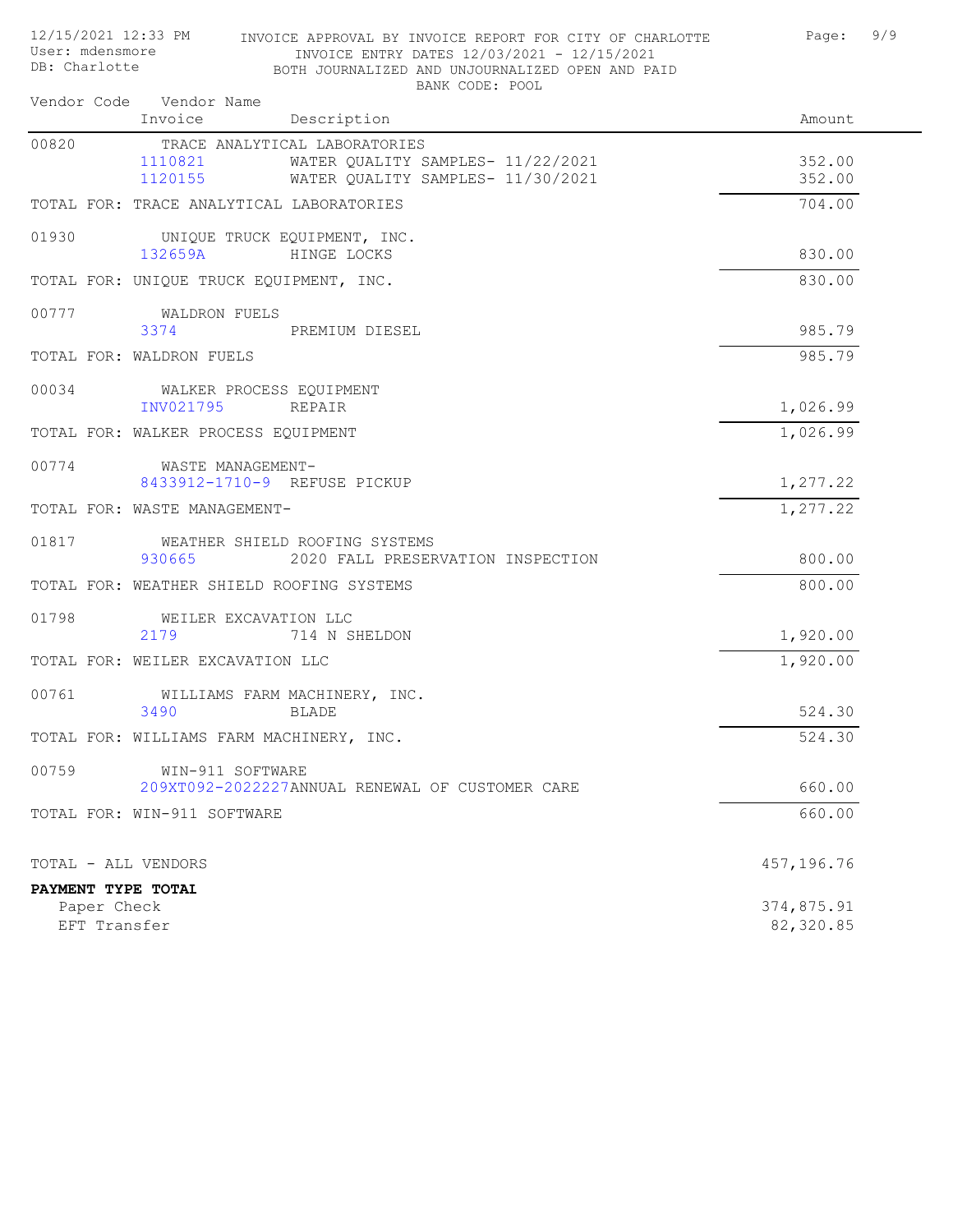INVOICE APPROVAL BY INVOICE REPORT FOR CITY OF CHARLOTTE
INVOICE ENTRY DATES 12/03/2021 - 12/15/2021
BOTH JOURNALIZED AND UNJOURNALIZED OPEN AND PAID
BANK CODE: POOL

12/15/2021 12:33 PM
User: mdensmore
DB: Charlotte

| Vendor Code | Vendor Name / Invoice | Description | Amount |
|---|---|---|---|
| 00820 | TRACE ANALYTICAL LABORATORIES | | |
| | 1110821 | WATER QUALITY SAMPLES- 11/22/2021 | 352.00 |
| | 1120155 | WATER QUALITY SAMPLES- 11/30/2021 | 352.00 |
| TOTAL FOR: TRACE ANALYTICAL LABORATORIES | | | 704.00 |
| 01930 | UNIQUE TRUCK EQUIPMENT, INC. | | |
| | 132659A | HINGE LOCKS | 830.00 |
| TOTAL FOR: UNIQUE TRUCK EQUIPMENT, INC. | | | 830.00 |
| 00777 | WALDRON FUELS | | |
| | 3374 | PREMIUM DIESEL | 985.79 |
| TOTAL FOR: WALDRON FUELS | | | 985.79 |
| 00034 | WALKER PROCESS EQUIPMENT | | |
| | INV021795 | REPAIR | 1,026.99 |
| TOTAL FOR: WALKER PROCESS EQUIPMENT | | | 1,026.99 |
| 00774 | WASTE MANAGEMENT- | | |
| | 8433912-1710-9 | REFUSE PICKUP | 1,277.22 |
| TOTAL FOR: WASTE MANAGEMENT- | | | 1,277.22 |
| 01817 | WEATHER SHIELD ROOFING SYSTEMS | | |
| | 930665 | 2020 FALL PRESERVATION INSPECTION | 800.00 |
| TOTAL FOR: WEATHER SHIELD ROOFING SYSTEMS | | | 800.00 |
| 01798 | WEILER EXCAVATION LLC | | |
| | 2179 | 714 N SHELDON | 1,920.00 |
| TOTAL FOR: WEILER EXCAVATION LLC | | | 1,920.00 |
| 00761 | WILLIAMS FARM MACHINERY, INC. | | |
| | 3490 | BLADE | 524.30 |
| TOTAL FOR: WILLIAMS FARM MACHINERY, INC. | | | 524.30 |
| 00759 | WIN-911 SOFTWARE | | |
| | 209XT092-2022227 | ANNUAL RENEWAL OF CUSTOMER CARE | 660.00 |
| TOTAL FOR: WIN-911 SOFTWARE | | | 660.00 |
| TOTAL - ALL VENDORS | | | 457,196.76 |

**PAYMENT TYPE TOTAL**

| | |
|---|---|
| Paper Check | 374,875.91 |
| EFT Transfer | 82,320.85 |